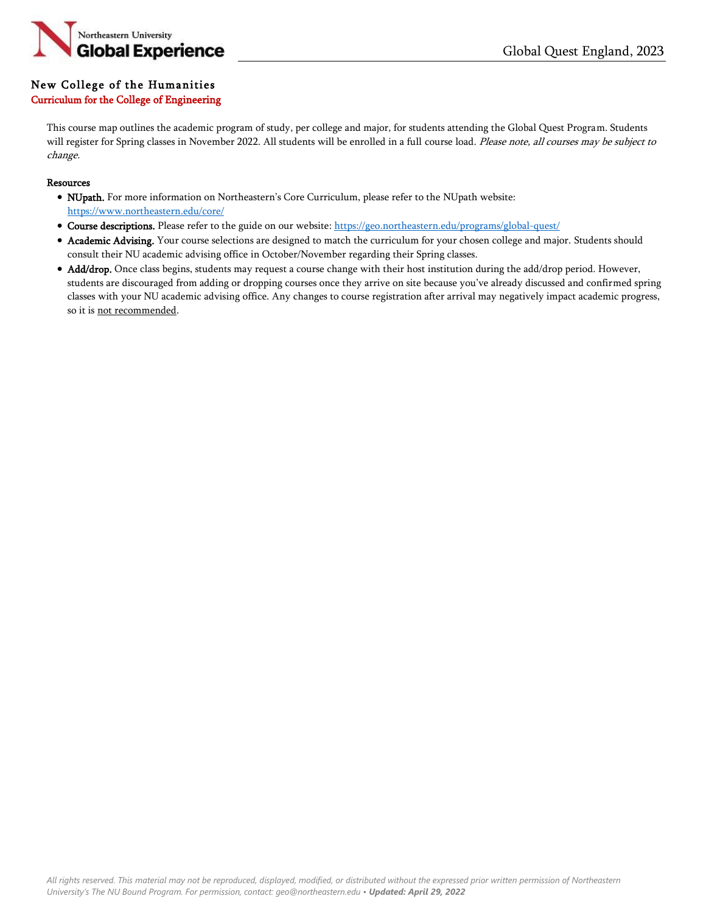# Global Quest England, 2023

## New College of the Humanities

### Curriculum for the College of Engineering

This course map outlines the academic program of study, per college and major, for students attending the Global Quest Program. Students will register for Spring classes in November 2022. All students will be enrolled in a full course load. *Please note, all courses may be subject to change.*

**Resources**

- **NUpath.** For more information on Northeastern's Core Curriculum, please refer to the NUpath website: https://www.northeastern.edu/core/
- **Course descriptions.** Please refer to the guide on our website: https://geo.northeastern.edu/programs/global-quest/
- **Academic Advising.** Your course selections are designed to match the curriculum for your chosen college and major. Students should consult their NU academic advising office in October/November regarding their Spring classes.
- **Add/drop.** Once class begins, students may request a course change with their host institution during the add/drop period. However, students are discouraged from adding or dropping courses once they arrive on site because you've already discussed and confirmed spring classes with your NU academic advising office. Any changes to course registration after arrival may negatively impact academic progress, so it is <u>not recommended</u>.

*All rights reserved. This material may not be reproduced, displayed, modified, or distributed without the expressed prior written permission of Northeastern University's The NU Bound Program. For permission, contact: geo@northeastern.edu • **Updated: April 29, 2022***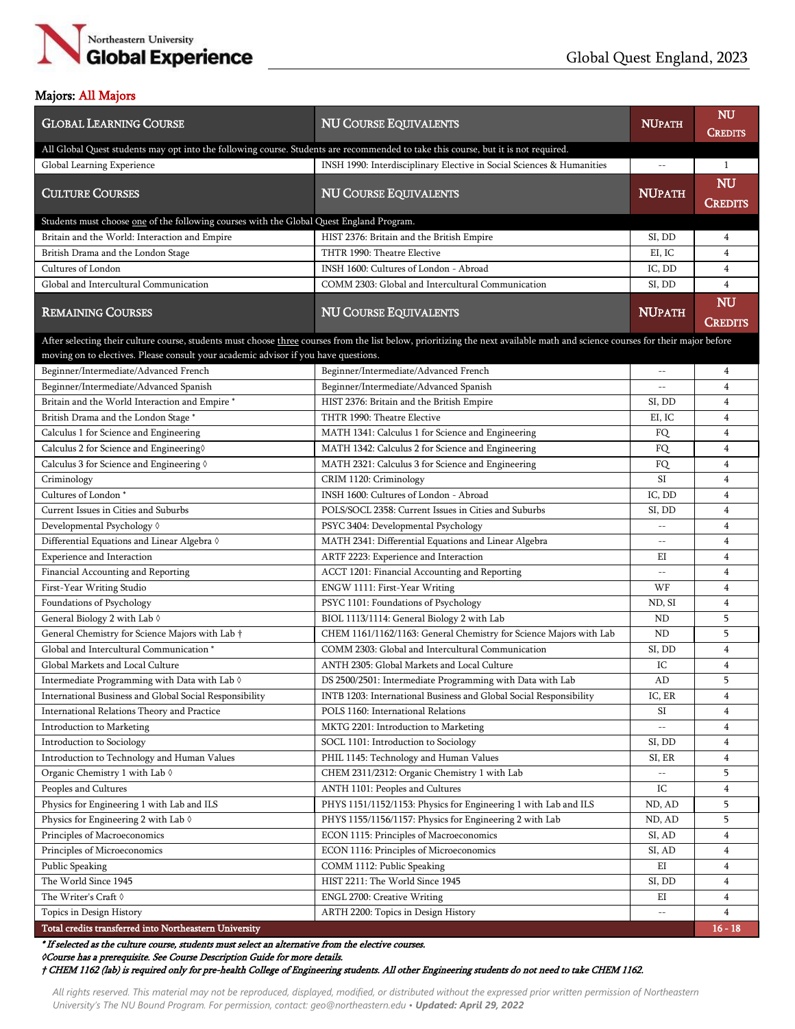Global Quest England, 2023

**Majors: All Majors**

| Global Learning Course | NU Course Equivalents | NUpath | NU Credits |
|---|---|---|---|
| All Global Quest students may opt into the following course. Students are recommended to take this course, but it is not required. | | | |
| Global Learning Experience | INSH 1990: Interdisciplinary Elective in Social Sciences & Humanities | -- | 1 |
| **Culture Courses** | **NU Course Equivalents** | **NUpath** | **NU Credits** |
| Students must choose one of the following courses with the Global Quest England Program. | | | |
| Britain and the World: Interaction and Empire | HIST 2376: Britain and the British Empire | SI, DD | 4 |
| British Drama and the London Stage | THTR 1990: Theatre Elective | EI, IC | 4 |
| Cultures of London | INSH 1600: Cultures of London - Abroad | IC, DD | 4 |
| Global and Intercultural Communication | COMM 2303: Global and Intercultural Communication | SI, DD | 4 |
| **Remaining Courses** | **NU Course Equivalents** | **NUpath** | **NU Credits** |
| After selecting their culture course, students must choose three courses from the list below, prioritizing the next available math and science courses for their major before moving on to electives. Please consult your academic advisor if you have questions. | | | |
| Beginner/Intermediate/Advanced French | Beginner/Intermediate/Advanced French | -- | 4 |
| Beginner/Intermediate/Advanced Spanish | Beginner/Intermediate/Advanced Spanish | -- | 4 |
| Britain and the World Interaction and Empire * | HIST 2376: Britain and the British Empire | SI, DD | 4 |
| British Drama and the London Stage * | THTR 1990: Theatre Elective | EI, IC | 4 |
| Calculus 1 for Science and Engineering | MATH 1341: Calculus 1 for Science and Engineering | FQ | 4 |
| Calculus 2 for Science and Engineering◊ | MATH 1342: Calculus 2 for Science and Engineering | FQ | 4 |
| Calculus 3 for Science and Engineering ◊ | MATH 2321: Calculus 3 for Science and Engineering | FQ | 4 |
| Criminology | CRIM 1120: Criminology | SI | 4 |
| Cultures of London * | INSH 1600: Cultures of London - Abroad | IC, DD | 4 |
| Current Issues in Cities and Suburbs | POLS/SOCL 2358: Current Issues in Cities and Suburbs | SI, DD | 4 |
| Developmental Psychology ◊ | PSYC 3404: Developmental Psychology | -- | 4 |
| Differential Equations and Linear Algebra ◊ | MATH 2341: Differential Equations and Linear Algebra | -- | 4 |
| Experience and Interaction | ARTF 2223: Experience and Interaction | EI | 4 |
| Financial Accounting and Reporting | ACCT 1201: Financial Accounting and Reporting | -- | 4 |
| First-Year Writing Studio | ENGW 1111: First-Year Writing | WF | 4 |
| Foundations of Psychology | PSYC 1101: Foundations of Psychology | ND, SI | 4 |
| General Biology 2 with Lab ◊ | BIOL 1113/1114: General Biology 2 with Lab | ND | 5 |
| General Chemistry for Science Majors with Lab † | CHEM 1161/1162/1163: General Chemistry for Science Majors with Lab | ND | 5 |
| Global and Intercultural Communication * | COMM 2303: Global and Intercultural Communication | SI, DD | 4 |
| Global Markets and Local Culture | ANTH 2305: Global Markets and Local Culture | IC | 4 |
| Intermediate Programming with Data with Lab ◊ | DS 2500/2501: Intermediate Programming with Data with Lab | AD | 5 |
| International Business and Global Social Responsibility | INTB 1203: International Business and Global Social Responsibility | IC, ER | 4 |
| International Relations Theory and Practice | POLS 1160: International Relations | SI | 4 |
| Introduction to Marketing | MKTG 2201: Introduction to Marketing | -- | 4 |
| Introduction to Sociology | SOCL 1101: Introduction to Sociology | SI, DD | 4 |
| Introduction to Technology and Human Values | PHIL 1145: Technology and Human Values | SI, ER | 4 |
| Organic Chemistry 1 with Lab ◊ | CHEM 2311/2312: Organic Chemistry 1 with Lab | -- | 5 |
| Peoples and Cultures | ANTH 1101: Peoples and Cultures | IC | 4 |
| Physics for Engineering 1 with Lab and ILS | PHYS 1151/1152/1153: Physics for Engineering 1 with Lab and ILS | ND, AD | 5 |
| Physics for Engineering 2 with Lab ◊ | PHYS 1155/1156/1157: Physics for Engineering 2 with Lab | ND, AD | 5 |
| Principles of Macroeconomics | ECON 1115: Principles of Macroeconomics | SI, AD | 4 |
| Principles of Microeconomics | ECON 1116: Principles of Microeconomics | SI, AD | 4 |
| Public Speaking | COMM 1112: Public Speaking | EI | 4 |
| The World Since 1945 | HIST 2211: The World Since 1945 | SI, DD | 4 |
| The Writer's Craft ◊ | ENGL 2700: Creative Writing | EI | 4 |
| Topics in Design History | ARTH 2200: Topics in Design History | -- | 4 |
| **Total credits transferred into Northeastern University** | | | **16 - 18** |

*\* If selected as the culture course, students must select an alternative from the elective courses.*

*◊Course has a prerequisite. See Course Description Guide for more details.*

*† CHEM 1162 (lab) is required only for pre-health College of Engineering students. All other Engineering students do not need to take CHEM 1162.*

*All rights reserved. This material may not be reproduced, displayed, modified, or distributed without the expressed prior written permission of Northeastern University's The NU Bound Program. For permission, contact: geo@northeastern.edu • **Updated: April 29, 2022***